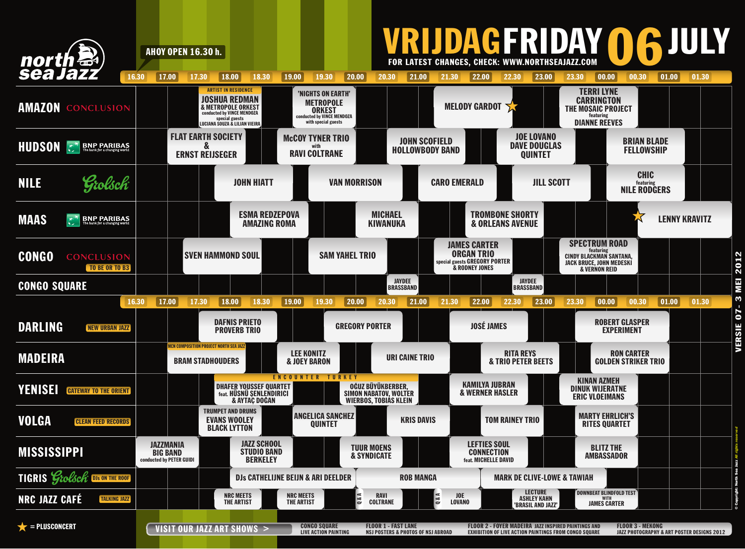# VRIJDAG FRIDAY 06 JULY

**AHOY OPEN 16.30 h.**

FOR LATEST CHANGES, CHECK: WWW.NORTHSEAJAZZ.COM

| Stage | Sponsor | Performances |
|---|---|---|
| AMAZON | CONCLUSION | 18.00 ARTIST IN RESIDENCE: JOSHUA REDMAN & METROPOLE ORKEST conducted by VINCE MENDOZA, special guests LUCIANA SOUZA & LILIAN VIEIRA; 19.00 'NIGHTS ON EARTH' METROPOLE ORKEST conducted by VINCE MENDOZA with special guests; 21.30 MELODY GARDOT ★; 23.30 TERRI LYNE CARRINGTON THE MOSAIC PROJECT featuring DIANNE REEVES |
| HUDSON | BNP PARIBAS The bank for a changing world | 17.00 FLAT EARTH SOCIETY & ERNST REIJSEGER; 19.00 McCOY TYNER TRIO with RAVI COLTRANE; 20.30 JOHN SCOFIELD HOLLOWBODY BAND; 22.30 JOE LOVANO DAVE DOUGLAS QUINTET; 00.00 BRIAN BLADE FELLOWSHIP |
| NILE | Grolsch | 18.00 JOHN HIATT; 19.30 VAN MORRISON; 21.00 CARO EMERALD; 22.30 JILL SCOTT; 00.00 CHIC featuring NILE RODGERS |
| MAAS | BNP PARIBAS The bank for a changing world | 18.30 ESMA REDZEPOVA AMAZING ROMA; 20.00 MICHAEL KIWANUKA; 21.30 TROMBONE SHORTY & ORLEANS AVENUE; 00.00 ★ LENNY KRAVITZ |
| CONGO | CONCLUSION / TO BE OR TO B3 | 17.30 SVEN HAMMOND SOUL; 19.30 SAM YAHEL TRIO; 21.00 JAMES CARTER ORGAN TRIO special guests GREGORY PORTER & RODNEY JONES; 23.30 SPECTRUM ROAD featuring CINDY BLACKMAN SANTANA, JACK BRUCE, JOHN MEDESKI & VERNON REID |
| CONGO SQUARE | | 20.30 JAYDEE BRASSBAND; 22.30 JAYDEE BRASSBAND |
| DARLING | NEW URBAN JAZZ | 17.30 DAFNIS PRIETO PROVERB TRIO; 19.30 GREGORY PORTER; 21.30 JOSÉ JAMES; 23.30 ROBERT GLASPER EXPERIMENT |
| MADEIRA | | 17.00 MCN COMPOSITION PROJECT NORTH SEA JAZZ: BRAM STADHOUDERS; 19.00 LEE KONITZ & JOEY BARON; 20.30 URI CAINE TRIO; 22.00 RITA REYS & TRIO PETER BEETS; 23.45 RON CARTER GOLDEN STRIKER TRIO |
| YENISEI | GATEWAY TO THE ORIENT | ENCOUNTER TURKEY: 18.00 DHAFER YOUSSEF QUARTET feat. HÜSNÜ ŞENLENDIRICI & AYTAÇ DOĞAN; 19.45 OĞUZ BÜYÜKBERBER, SIMON NABATOV, WOLTER WIERBOS, TOBIAS KLEIN; 21.30 KAMILYA JUBRAN & WERNER HASLER; 23.30 KINAN AZMEH DINUK WIJERATNE ERIC VLOEIMANS |
| VOLGA | CLEAN FEED RECORDS | 17.30 TRUMPET AND DRUMS EVANS WOOLEY BLACK LYTTON; 19.00 ANGELICA SANCHEZ QUINTET; 20.30 KRIS DAVIS; 22.00 TOM RAINEY TRIO; 23.30 MARTY EHRLICH'S RITES QUARTET |
| MISSISSIPPI | | 16.30 JAZZMANIA BIG BAND conducted by PETER GUIDI; 18.30 JAZZ SCHOOL STUDIO BAND BERKELEY; 20.00 TUUR MOENS & SYNDICATE; 21.30 LEFTIES SOUL CONNECTION feat. MICHELLE DAVID; 23.30 BLITZ THE AMBASSADOR |
| TIGRIS | Grolsch / DJs ON THE ROOF | 18.00 DJs CATHELIJNE BEIJN & ARI DEELDER; 20.00 ROB MANGA; 22.00 MARK DE CLIVE-LOWE & TAWIAH |
| NRC JAZZ CAFÉ | TALKING JAZZ | 17.30 NRC MEETS THE ARTIST; 19.00 NRC MEETS THE ARTIST; 20.00 Q & A RAVI COLTRANE; 21.30 Q & A JOE LOVANO; 22.30 LECTURE ASHLEY KAHN 'BRASIL AND JAZZ'; 23.30 DOWNBEAT BLINDFOLD TEST WITH JAMES CARTER |

★ = PLUSCONCERT

VISIT OUR JAZZ ART SHOWS >

- CONGO SQUARE: LIVE ACTION PAINTING
- FLOOR 1 - FAST LANE: NSJ POSTERS & PHOTOS OF NSJ ABROAD
- FLOOR 2 - FOYER MADEIRA: JAZZ INSPIRED PAINTINGS AND EXHIBITION OF LIVE ACTION PAINTINGS FROM CONGO SQUARE
- FLOOR 3 - MEKONG: JAZZ PHOTOGRAPHY & ART POSTER DESIGNS 2012

VERSIE 07- 3 MEI 2012

© Copyright: North Sea Jazz All rights reserved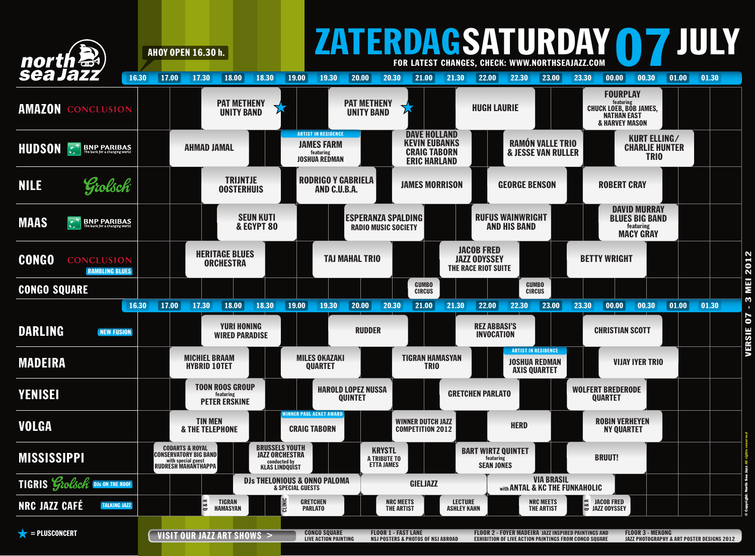# ZATERDAG SATURDAY 07 JULY

FOR LATEST CHANGES, CHECK: WWW.NORTHSEAJAZZ.COM

AHOY OPEN 16.30 h.

| Stage | Sponsor | Performances |
|---|---|---|
| AMAZON | CONCLUSION | 17.30 PAT METHENY UNITY BAND ★; 19.30 PAT METHENY UNITY BAND ★; 21.30 HUGH LAURIE; 23.30 FOURPLAY featuring CHUCK LOEB, BOB JAMES, NATHAN EAST & HARVEY MASON |
| HUDSON | BNP PARIBAS The bank for a changing world | 17.00 AHMAD JAMAL; 18.45 ARTIST IN RESIDENCE: JAMES FARM featuring JOSHUA REDMAN; 20.30 DAVE HOLLAND, KEVIN EUBANKS, CRAIG TABORN, ERIC HARLAND; 22.15 RAMÓN VALLE TRIO & JESSE VAN RULLER; 00.00 KURT ELLING / CHARLIE HUNTER TRIO |
| NILE | Grolsch | 17.30 TRIJNTJE OOSTERHUIS; 19.00 RODRIGO Y GABRIELA AND C.U.B.A.; 20.30 JAMES MORRISON; 22.00 GEORGE BENSON; 23.30 ROBERT CRAY |
| MAAS | BNP PARIBAS The bank for a changing world | 17.45 SEUN KUTI & EGYPT 80; 19.45 ESPERANZA SPALDING RADIO MUSIC SOCIETY; 21.45 RUFUS WAINWRIGHT AND HIS BAND; 23.45 DAVID MURRAY BLUES BIG BAND featuring MACY GRAY |
| CONGO | CONCLUSION / RAMBLING BLUES | 17.15 HERITAGE BLUES ORCHESTRA; 19.15 TAJ MAHAL TRIO; 21.15 JACOB FRED JAZZ ODYSSEY THE RACE RIOT SUITE; 23.15 BETTY WRIGHT |
| CONGO SQUARE | | 20.45 GUMBO CIRCUS; 22.30 GUMBO CIRCUS |
| DARLING | NEW FUSION | 17.30 YURI HONING WIRED PARADISE; 19.30 RUDDER; 21.30 REZ ABBASI'S INVOCATION; 23.30 CHRISTIAN SCOTT |
| MADEIRA | | 17.00 MICHIEL BRAAM HYBRID 10TET; 18.45 MILES OKAZAKI QUARTET; 20.30 TIGRAN HAMASYAN TRIO; 22.15 ARTIST IN RESIDENCE: JOSHUA REDMAN AXIS QUARTET; 23.45 VIJAY IYER TRIO |
| YENISEI | | 17.15 TOON ROOS GROUP featuring PETER ERSKINE; 19.15 HAROLD LOPEZ NUSSA QUINTET; 21.15 GRETCHEN PARLATO; 23.15 WOLFERT BREDERODE QUARTET |
| VOLGA | | 17.00 TIN MEN & THE TELEPHONE; 18.45 WINNER PAUL ACKET AWARD: CRAIG TABORN; 20.30 WINNER DUTCH JAZZ COMPETITION 2012; 22.00 HERD; 23.30 ROBIN VERHEYEN NY QUARTET |
| MISSISSIPPI | | 16.45 CODARTS & ROYAL CONSERVATORY BIG BAND with special guest RUDRESH MAHANTHAPPA; 18.15 BRUSSELS YOUTH JAZZ ORCHESTRA conducted by KLAS LINDQUIST; 19.45 KRYSTL A TRIBUTE TO ETTA JAMES; 21.30 BART WIRTZ QUINTET featuring SEAN JONES; 23.15 BRUUT! |
| TIGRIS | Grolsch / DJs ON THE ROOF | 18.00 DJs THELONIOUS & ONNO PALOMA & SPECIAL GUESTS; 20.00 GIELJAZZ; 22.00 VIA BRASIL with ANTAL & KC THE FUNKAHOLIC |
| NRC JAZZ CAFÉ | TALKING JAZZ | 17.30 Q & A TIGRAN HAMASYAN; 18.45 CLINIC GRETCHEN PARLATO; 20.15 NRC MEETS THE ARTIST; 21.30 LECTURE ASHLEY KAHN; 22.30 NRC MEETS THE ARTIST; 23.30 Q & A JACOB FRED JAZZ ODYSSEY |

★ = PLUSCONCERT

VISIT OUR JAZZ ART SHOWS >

- CONGO SQUARE: LIVE ACTION PAINTING
- FLOOR 1 - FAST LANE: NSJ POSTERS & PHOTOS OF NSJ ABROAD
- FLOOR 2 - FOYER MADEIRA: JAZZ INSPIRED PAINTINGS AND EXHIBITION OF LIVE ACTION PAINTINGS FROM CONGO SQUARE
- FLOOR 3 - MEKONG: JAZZ PHOTOGRAPHY & ART POSTER DESIGNS 2012

VERSIE 07 - 3 MEI 2012

© Copyright: North Sea Jazz All rights reserved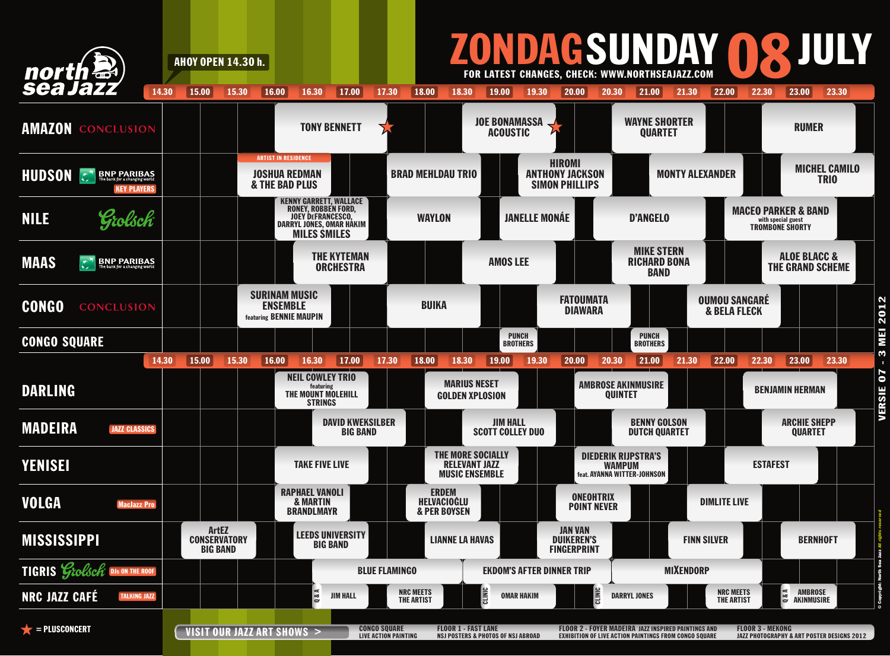# ZONDAG SUNDAY 08 JULY

FOR LATEST CHANGES, CHECK: WWW.NORTHSEAJAZZ.COM

north sea Jazz

AHOY OPEN 14.30 h.

| Stage | Performances (start time) |
| --- | --- |
| AMAZON (CONCLUSION) | 16.00 TONY BENNETT ★; 18.30 JOE BONAMASSA ACOUSTIC ★; 20.30 WAYNE SHORTER QUARTET; 22.30 RUMER |
| HUDSON (BNP PARIBAS – KEY PLAYERS) | 15.30 ARTIST IN RESIDENCE: JOSHUA REDMAN & THE BAD PLUS; 17.00 BRAD MEHLDAU TRIO; 19.00 HIROMI ANTHONY JACKSON SIMON PHILLIPS; 21.00 MONTY ALEXANDER; 22.30 MICHEL CAMILO TRIO |
| NILE (Grolsch) | 16.00 KENNY GARRETT, WALLACE RONEY, ROBBEN FORD, JOEY DEFRANCESCO, DARRYL JONES, OMAR HAKIM – MILES SMILES; 17.00 WAYLON; 18.30 JANELLE MONÁE; 20.00 D'ANGELO; 22.00 MACEO PARKER & BAND with special guest TROMBONE SHORTY |
| MAAS (BNP PARIBAS) | 16.30 THE KYTEMAN ORCHESTRA; 18.30 AMOS LEE; 20.30 MIKE STERN RICHARD BONA BAND; 22.30 ALOE BLACC & THE GRAND SCHEME |
| CONGO (CONCLUSION) | 15.30 SURINAM MUSIC ENSEMBLE featuring BENNIE MAUPIN; 17.00 BUIKA; 19.30 FATOUMATA DIAWARA; 21.30 OUMOU SANGARÉ & BELA FLECK |
| CONGO SQUARE | 18.30 PUNCH BROTHERS; 20.45 PUNCH BROTHERS |
| DARLING | 16.00 NEIL COWLEY TRIO featuring THE MOUNT MOLEHILL STRINGS; 18.00 MARIUS NESET GOLDEN XPLOSION; 20.00 AMBROSE AKINMUSIRE QUINTET; 22.15 BENJAMIN HERMAN |
| MADEIRA (JAZZ CLASSICS) | 16.30 DAVID KWEKSILBER BIG BAND; 18.30 JIM HALL SCOTT COLLEY DUO; 20.30 BENNY GOLSON DUTCH QUARTET; 22.30 ARCHIE SHEPP QUARTET |
| YENISEI | 16.00 TAKE FIVE LIVE; 18.00 THE MORE SOCIALLY RELEVANT JAZZ MUSIC ENSEMBLE; 20.00 DIEDERIK RIJPSTRA'S WAMPUM feat. AYANNA WITTER-JOHNSON; 22.00 ESTAFEST |
| VOLGA (MacJazz Pro) | 16.00 RAPHAEL VANOLI & MARTIN BRANDLMAYR; 17.45 ERDEM HELVACIOĞLU & PER BOYSEN; 19.45 ONEOHTRIX POINT NEVER; 21.30 DIMLITE LIVE |
| MISSISSIPPI | 15.00 ArtEZ CONSERVATORY BIG BAND; 16.30 LEEDS UNIVERSITY BIG BAND; 18.00 LIANNE LA HAVAS; 19.30 JAN VAN DUIKEREN'S FINGERPRINT; 21.30 FINN SILVER; 22.45 BERNHOFT |
| TIGRIS (Grolsch – DJs ON THE ROOF) | 16.30 BLUE FLAMINGO; 18.30 EKDOM'S AFTER DINNER TRIP; 20.30 MIXENDORP |
| NRC JAZZ CAFÉ (TALKING JAZZ) | 16.30 Q & A JIM HALL; 17.30 NRC MEETS THE ARTIST; 18.45 CLINIC OMAR HAKIM; 20.15 CLINIC DARRYL JONES; 21.45 NRC MEETS THE ARTIST; 22.45 Q & A AMBROSE AKINMUSIRE |

★ = PLUSCONCERT

VISIT OUR JAZZ ART SHOWS >

- CONGO SQUARE: LIVE ACTION PAINTING
- FLOOR 1 - FAST LANE: NSJ POSTERS & PHOTOS OF NSJ ABROAD
- FLOOR 2 - FOYER MADEIRA: JAZZ INSPIRED PAINTINGS AND EXHIBITION OF LIVE ACTION PAINTINGS FROM CONGO SQUARE
- FLOOR 3 - MEKONG: JAZZ PHOTOGRAPHY & ART POSTER DESIGNS 2012

VERSIE 07 - 3 MEI 2012

© Copyright: North Sea Jazz All rights reserved